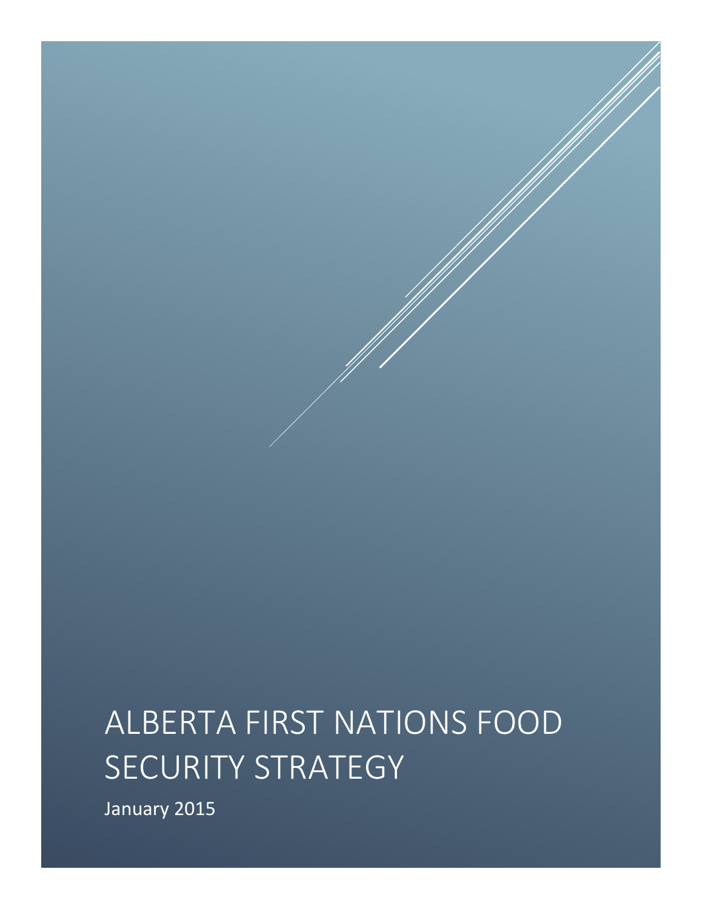# ALBERTA FIRST NATIONS FOOD SECURITY STRATEGY

January 2015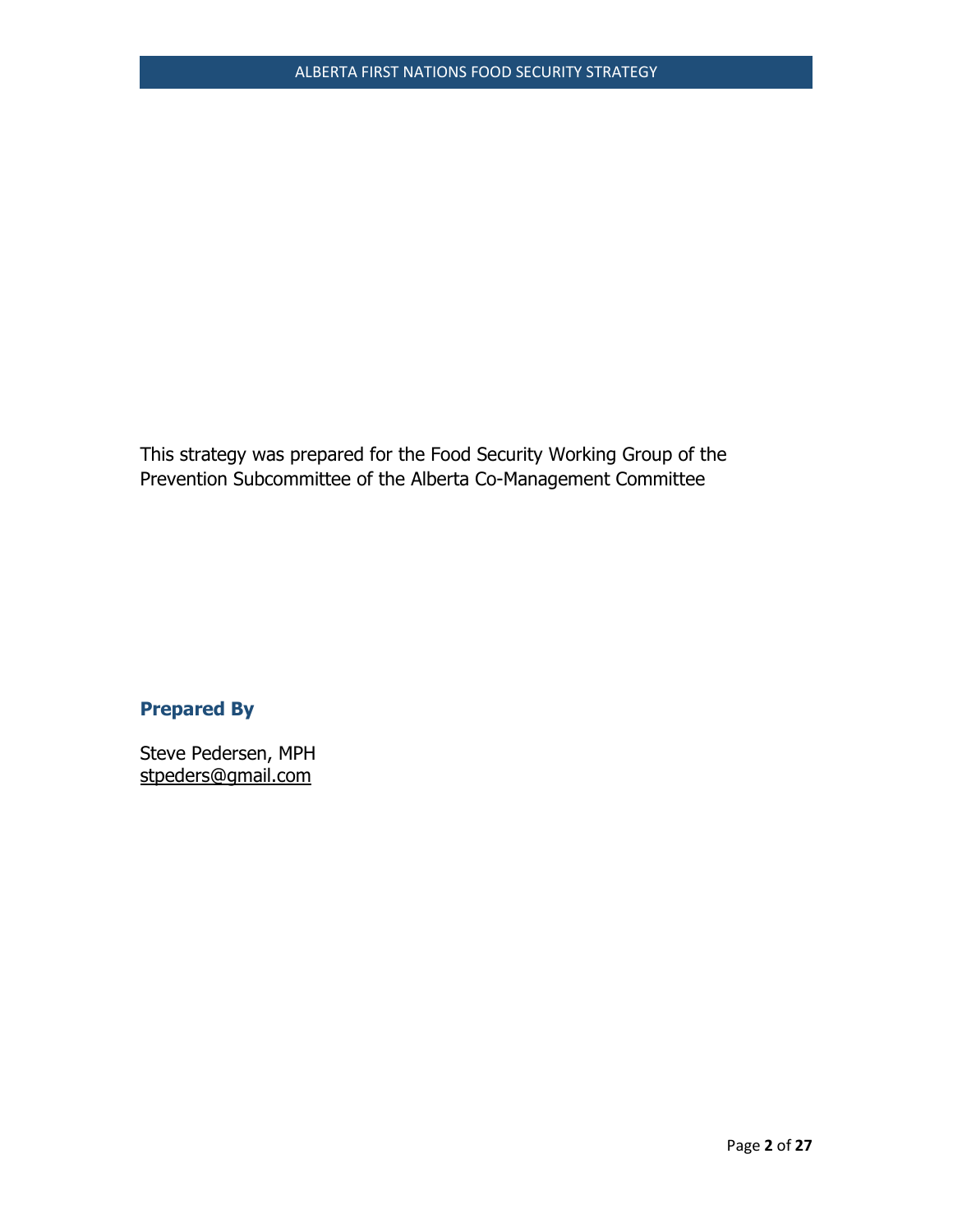This strategy was prepared for the Food Security Working Group of the Prevention Subcommittee of the Alberta Co-Management Committee

## Prepared By

Steve Pedersen, MPH
stpeders@gmail.com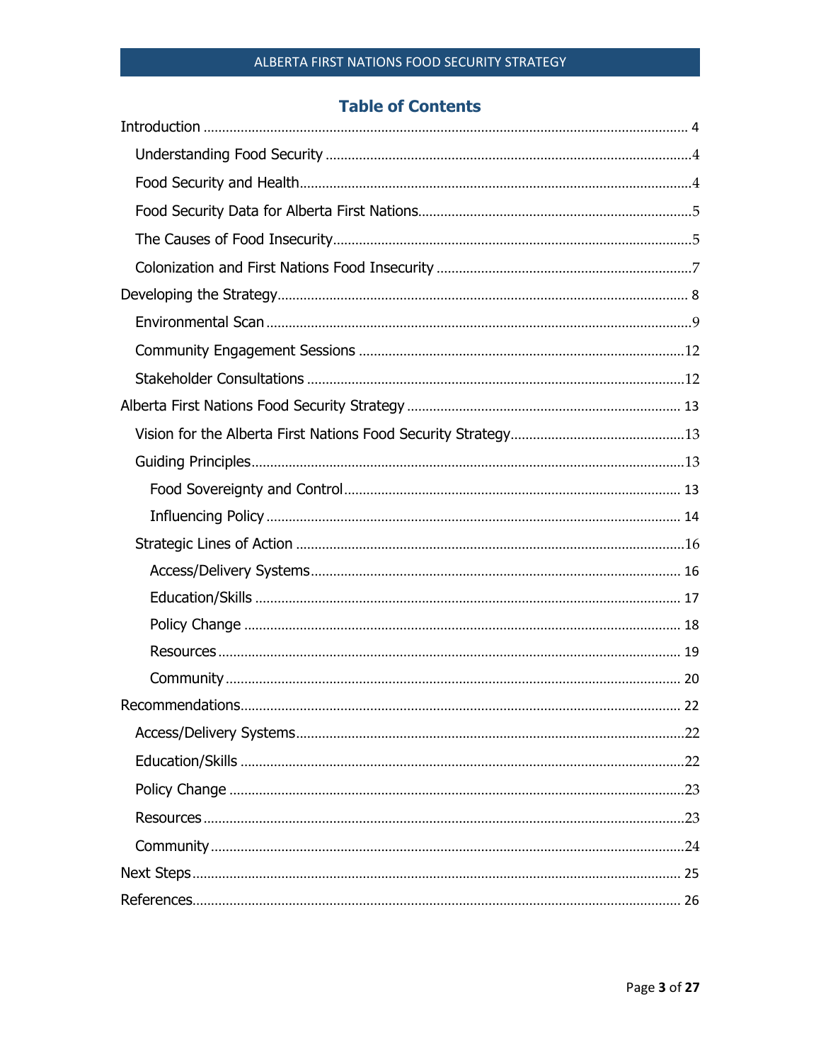# Table of Contents

- Introduction ........ 4
  - Understanding Food Security ........ 4
  - Food Security and Health ........ 4
  - Food Security Data for Alberta First Nations ........ 5
  - The Causes of Food Insecurity ........ 5
  - Colonization and First Nations Food Insecurity ........ 7
- Developing the Strategy ........ 8
  - Environmental Scan ........ 9
  - Community Engagement Sessions ........ 12
  - Stakeholder Consultations ........ 12
- Alberta First Nations Food Security Strategy ........ 13
  - Vision for the Alberta First Nations Food Security Strategy ........ 13
  - Guiding Principles ........ 13
    - Food Sovereignty and Control ........ 13
    - Influencing Policy ........ 14
  - Strategic Lines of Action ........ 16
    - Access/Delivery Systems ........ 16
    - Education/Skills ........ 17
    - Policy Change ........ 18
    - Resources ........ 19
    - Community ........ 20
- Recommendations ........ 22
  - Access/Delivery Systems ........ 22
  - Education/Skills ........ 22
  - Policy Change ........ 23
  - Resources ........ 23
  - Community ........ 24
- Next Steps ........ 25
- References ........ 26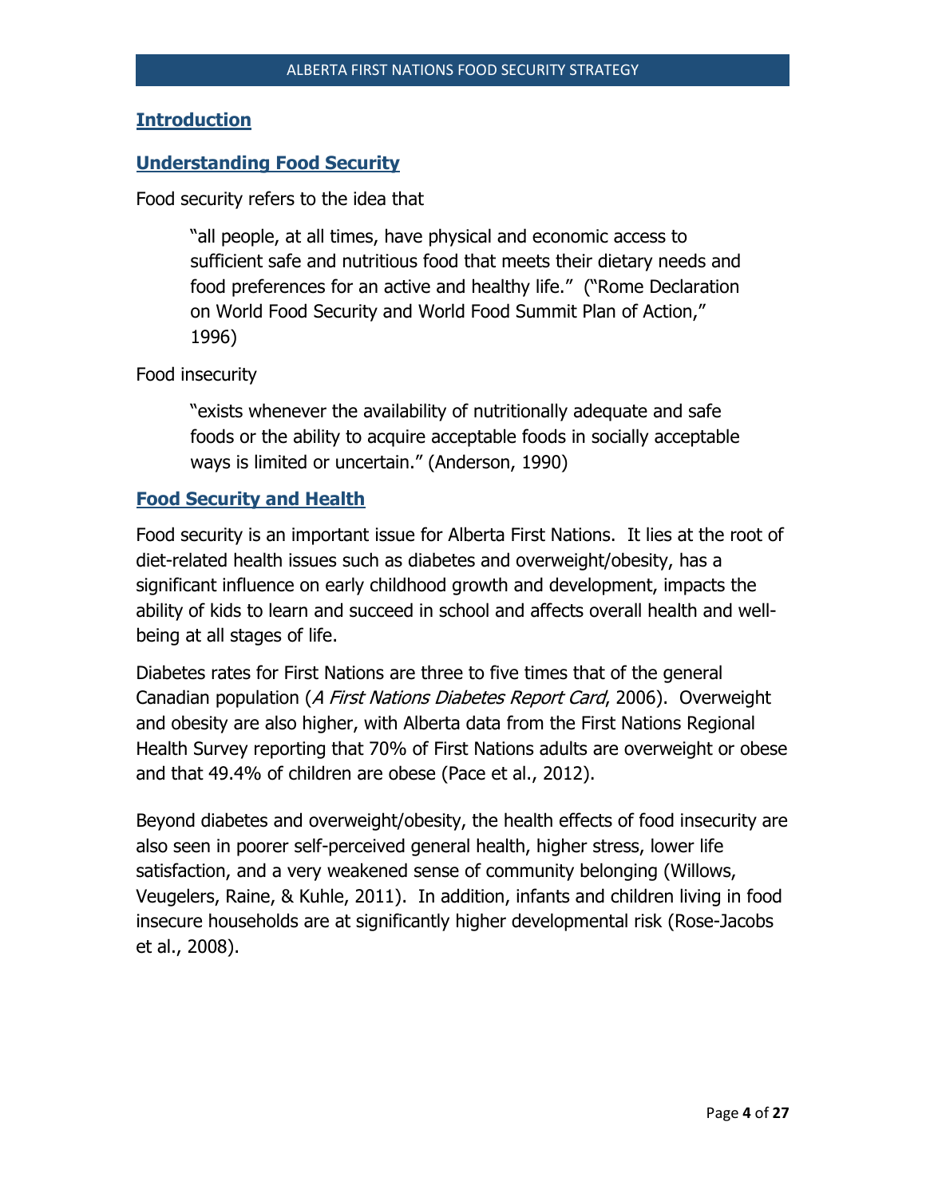## Introduction

### Understanding Food Security

Food security refers to the idea that

> "all people, at all times, have physical and economic access to sufficient safe and nutritious food that meets their dietary needs and food preferences for an active and healthy life." ("Rome Declaration on World Food Security and World Food Summit Plan of Action," 1996)

Food insecurity

> "exists whenever the availability of nutritionally adequate and safe foods or the ability to acquire acceptable foods in socially acceptable ways is limited or uncertain." (Anderson, 1990)

### Food Security and Health

Food security is an important issue for Alberta First Nations. It lies at the root of diet-related health issues such as diabetes and overweight/obesity, has a significant influence on early childhood growth and development, impacts the ability of kids to learn and succeed in school and affects overall health and well-being at all stages of life.

Diabetes rates for First Nations are three to five times that of the general Canadian population (*A First Nations Diabetes Report Card*, 2006). Overweight and obesity are also higher, with Alberta data from the First Nations Regional Health Survey reporting that 70% of First Nations adults are overweight or obese and that 49.4% of children are obese (Pace et al., 2012).

Beyond diabetes and overweight/obesity, the health effects of food insecurity are also seen in poorer self-perceived general health, higher stress, lower life satisfaction, and a very weakened sense of community belonging (Willows, Veugelers, Raine, & Kuhle, 2011). In addition, infants and children living in food insecure households are at significantly higher developmental risk (Rose-Jacobs et al., 2008).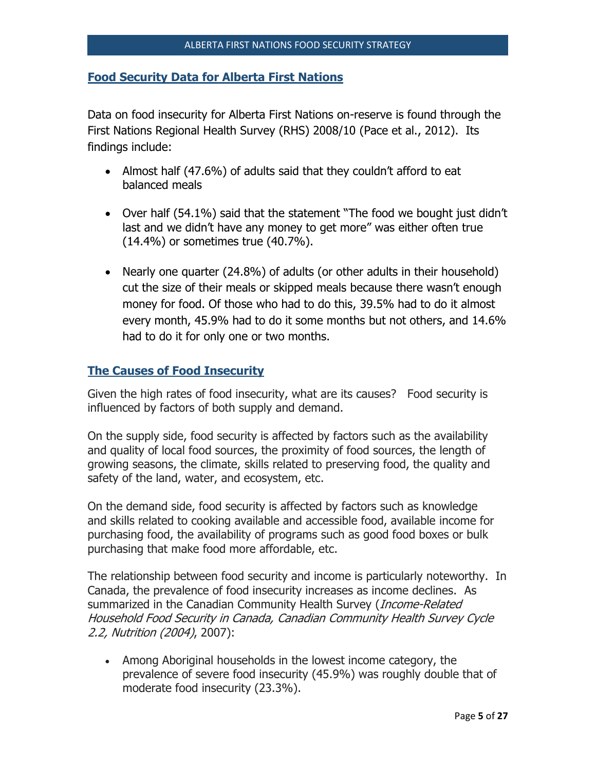## Food Security Data for Alberta First Nations

Data on food insecurity for Alberta First Nations on-reserve is found through the First Nations Regional Health Survey (RHS) 2008/10 (Pace et al., 2012). Its findings include:

- Almost half (47.6%) of adults said that they couldn't afford to eat balanced meals
- Over half (54.1%) said that the statement "The food we bought just didn't last and we didn't have any money to get more" was either often true (14.4%) or sometimes true (40.7%).
- Nearly one quarter (24.8%) of adults (or other adults in their household) cut the size of their meals or skipped meals because there wasn't enough money for food. Of those who had to do this, 39.5% had to do it almost every month, 45.9% had to do it some months but not others, and 14.6% had to do it for only one or two months.

## The Causes of Food Insecurity

Given the high rates of food insecurity, what are its causes? Food security is influenced by factors of both supply and demand.

On the supply side, food security is affected by factors such as the availability and quality of local food sources, the proximity of food sources, the length of growing seasons, the climate, skills related to preserving food, the quality and safety of the land, water, and ecosystem, etc.

On the demand side, food security is affected by factors such as knowledge and skills related to cooking available and accessible food, available income for purchasing food, the availability of programs such as good food boxes or bulk purchasing that make food more affordable, etc.

The relationship between food security and income is particularly noteworthy. In Canada, the prevalence of food insecurity increases as income declines. As summarized in the Canadian Community Health Survey (*Income-Related Household Food Security in Canada, Canadian Community Health Survey Cycle 2.2, Nutrition (2004)*, 2007):

- Among Aboriginal households in the lowest income category, the prevalence of severe food insecurity (45.9%) was roughly double that of moderate food insecurity (23.3%).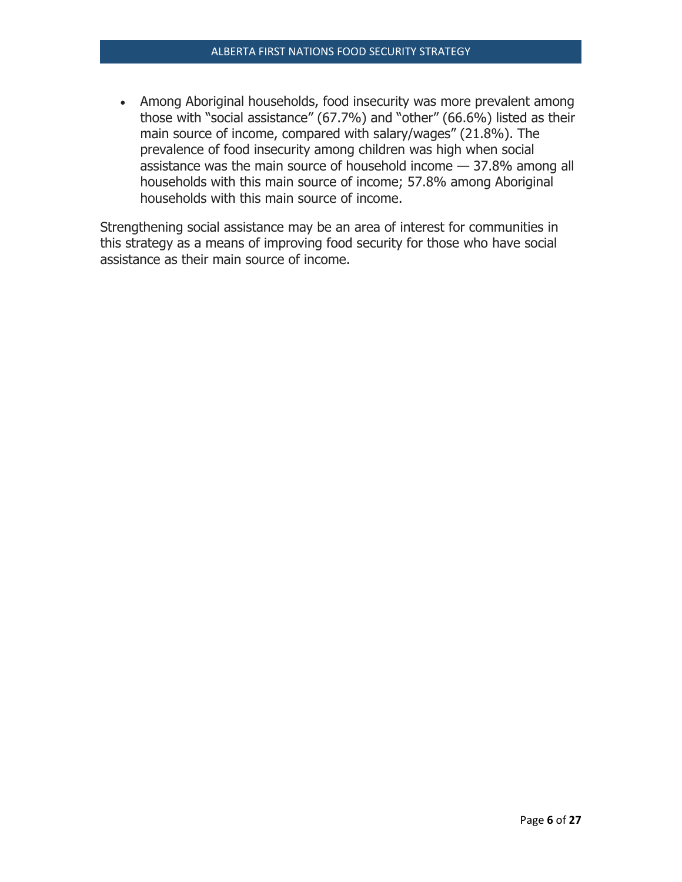- Among Aboriginal households, food insecurity was more prevalent among those with "social assistance" (67.7%) and "other" (66.6%) listed as their main source of income, compared with salary/wages" (21.8%). The prevalence of food insecurity among children was high when social assistance was the main source of household income — 37.8% among all households with this main source of income; 57.8% among Aboriginal households with this main source of income.

Strengthening social assistance may be an area of interest for communities in this strategy as a means of improving food security for those who have social assistance as their main source of income.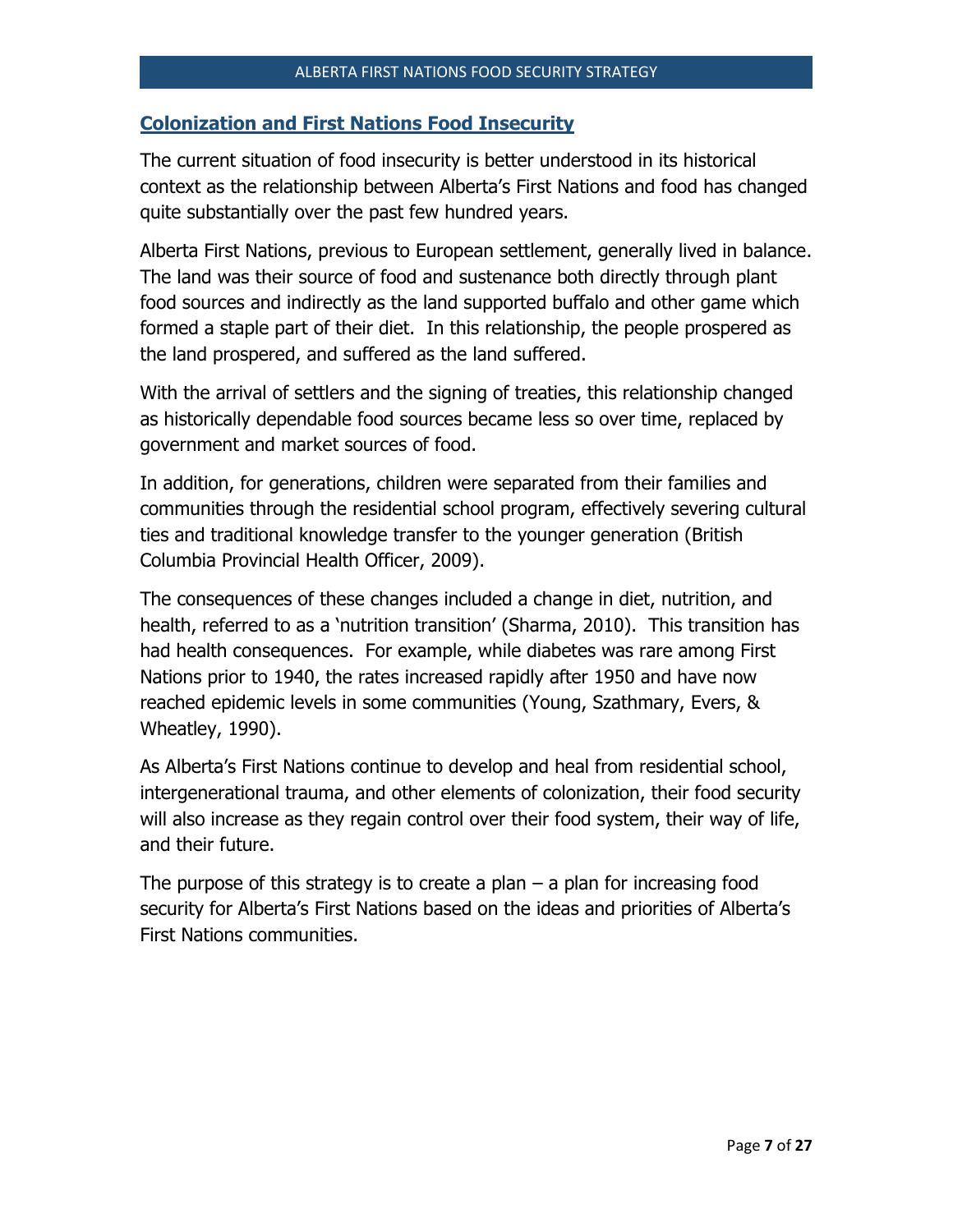## Colonization and First Nations Food Insecurity

The current situation of food insecurity is better understood in its historical context as the relationship between Alberta's First Nations and food has changed quite substantially over the past few hundred years.

Alberta First Nations, previous to European settlement, generally lived in balance. The land was their source of food and sustenance both directly through plant food sources and indirectly as the land supported buffalo and other game which formed a staple part of their diet. In this relationship, the people prospered as the land prospered, and suffered as the land suffered.

With the arrival of settlers and the signing of treaties, this relationship changed as historically dependable food sources became less so over time, replaced by government and market sources of food.

In addition, for generations, children were separated from their families and communities through the residential school program, effectively severing cultural ties and traditional knowledge transfer to the younger generation (British Columbia Provincial Health Officer, 2009).

The consequences of these changes included a change in diet, nutrition, and health, referred to as a 'nutrition transition' (Sharma, 2010). This transition has had health consequences. For example, while diabetes was rare among First Nations prior to 1940, the rates increased rapidly after 1950 and have now reached epidemic levels in some communities (Young, Szathmary, Evers, & Wheatley, 1990).

As Alberta's First Nations continue to develop and heal from residential school, intergenerational trauma, and other elements of colonization, their food security will also increase as they regain control over their food system, their way of life, and their future.

The purpose of this strategy is to create a plan – a plan for increasing food security for Alberta's First Nations based on the ideas and priorities of Alberta's First Nations communities.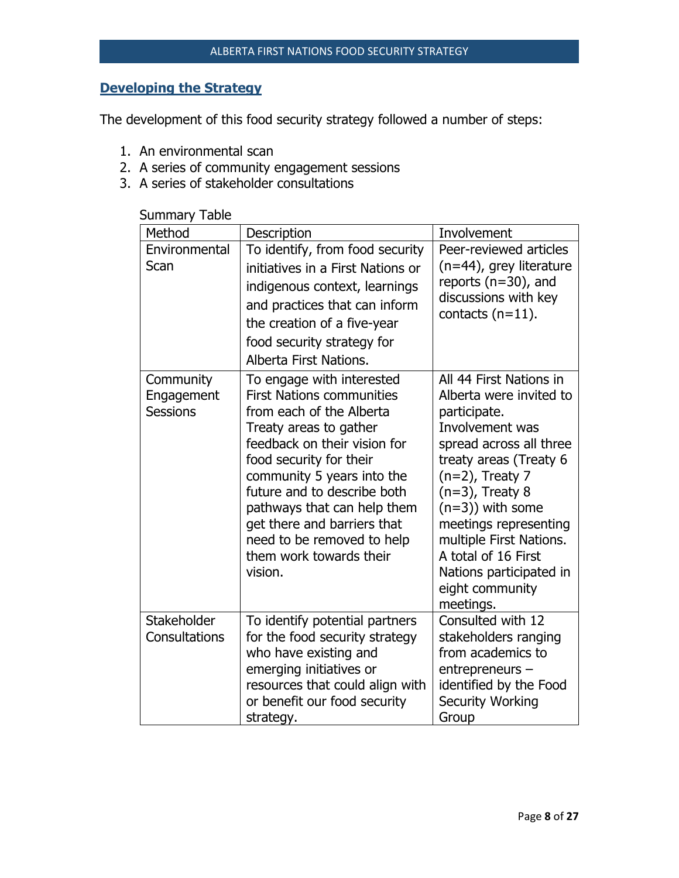## Developing the Strategy

The development of this food security strategy followed a number of steps:

1. An environmental scan
2. A series of community engagement sessions
3. A series of stakeholder consultations

Summary Table

| Method | Description | Involvement |
|---|---|---|
| Environmental Scan | To identify, from food security initiatives in a First Nations or indigenous context, learnings and practices that can inform the creation of a five-year food security strategy for Alberta First Nations. | Peer-reviewed articles (n=44), grey literature reports (n=30), and discussions with key contacts (n=11). |
| Community Engagement Sessions | To engage with interested First Nations communities from each of the Alberta Treaty areas to gather feedback on their vision for food security for their community 5 years into the future and to describe both pathways that can help them get there and barriers that need to be removed to help them work towards their vision. | All 44 First Nations in Alberta were invited to participate. Involvement was spread across all three treaty areas (Treaty 6 (n=2), Treaty 7 (n=3), Treaty 8 (n=3)) with some meetings representing multiple First Nations. A total of 16 First Nations participated in eight community meetings. |
| Stakeholder Consultations | To identify potential partners for the food security strategy who have existing and emerging initiatives or resources that could align with or benefit our food security strategy. | Consulted with 12 stakeholders ranging from academics to entrepreneurs – identified by the Food Security Working Group |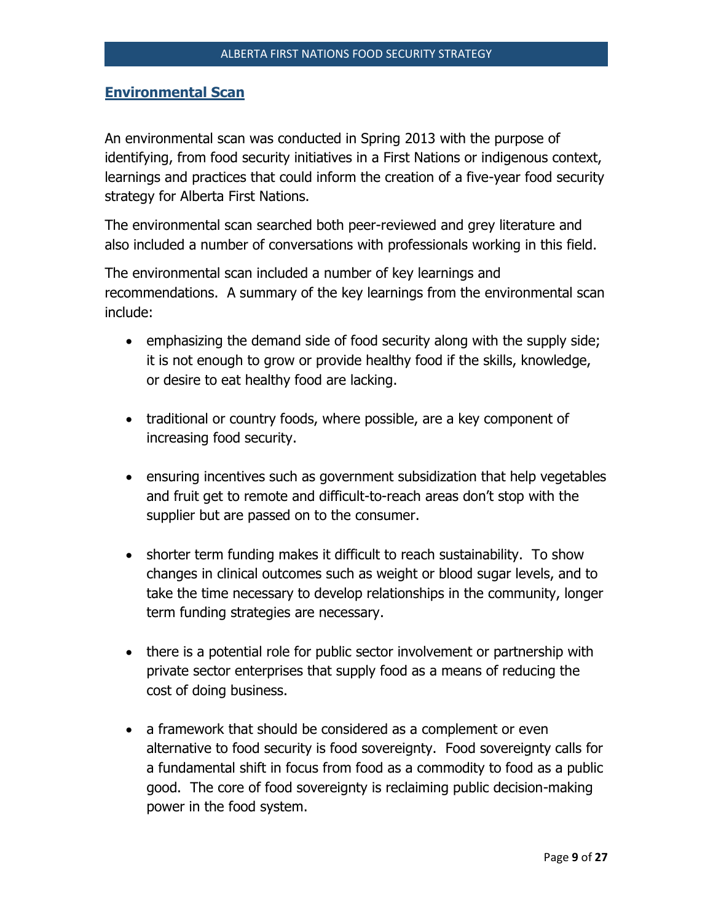## Environmental Scan

An environmental scan was conducted in Spring 2013 with the purpose of identifying, from food security initiatives in a First Nations or indigenous context, learnings and practices that could inform the creation of a five-year food security strategy for Alberta First Nations.

The environmental scan searched both peer-reviewed and grey literature and also included a number of conversations with professionals working in this field.

The environmental scan included a number of key learnings and recommendations. A summary of the key learnings from the environmental scan include:

- emphasizing the demand side of food security along with the supply side; it is not enough to grow or provide healthy food if the skills, knowledge, or desire to eat healthy food are lacking.

- traditional or country foods, where possible, are a key component of increasing food security.

- ensuring incentives such as government subsidization that help vegetables and fruit get to remote and difficult-to-reach areas don't stop with the supplier but are passed on to the consumer.

- shorter term funding makes it difficult to reach sustainability. To show changes in clinical outcomes such as weight or blood sugar levels, and to take the time necessary to develop relationships in the community, longer term funding strategies are necessary.

- there is a potential role for public sector involvement or partnership with private sector enterprises that supply food as a means of reducing the cost of doing business.

- a framework that should be considered as a complement or even alternative to food security is food sovereignty. Food sovereignty calls for a fundamental shift in focus from food as a commodity to food as a public good. The core of food sovereignty is reclaiming public decision-making power in the food system.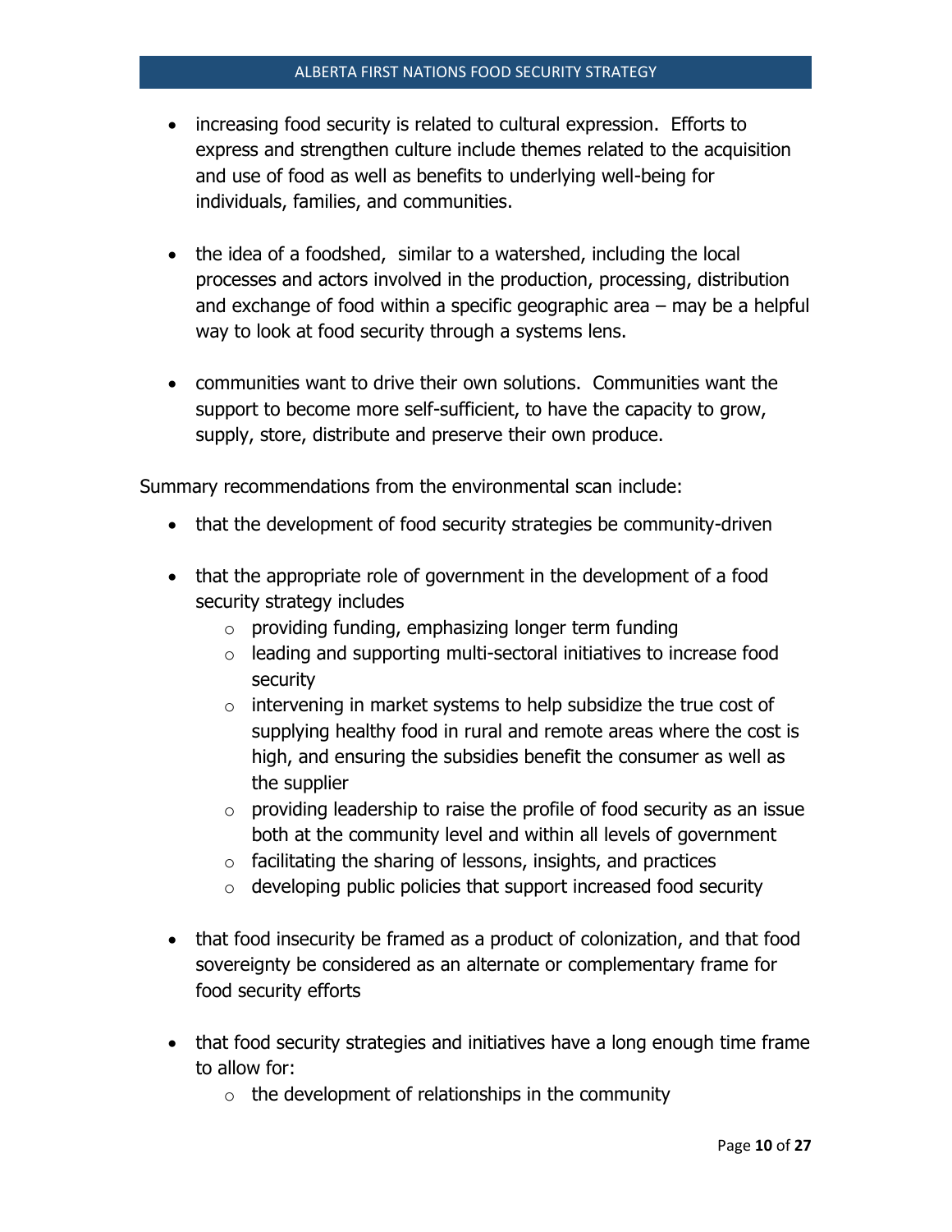- increasing food security is related to cultural expression. Efforts to express and strengthen culture include themes related to the acquisition and use of food as well as benefits to underlying well-being for individuals, families, and communities.

- the idea of a foodshed, similar to a watershed, including the local processes and actors involved in the production, processing, distribution and exchange of food within a specific geographic area – may be a helpful way to look at food security through a systems lens.

- communities want to drive their own solutions. Communities want the support to become more self-sufficient, to have the capacity to grow, supply, store, distribute and preserve their own produce.

Summary recommendations from the environmental scan include:

- that the development of food security strategies be community-driven

- that the appropriate role of government in the development of a food security strategy includes
    - providing funding, emphasizing longer term funding
    - leading and supporting multi-sectoral initiatives to increase food security
    - intervening in market systems to help subsidize the true cost of supplying healthy food in rural and remote areas where the cost is high, and ensuring the subsidies benefit the consumer as well as the supplier
    - providing leadership to raise the profile of food security as an issue both at the community level and within all levels of government
    - facilitating the sharing of lessons, insights, and practices
    - developing public policies that support increased food security

- that food insecurity be framed as a product of colonization, and that food sovereignty be considered as an alternate or complementary frame for food security efforts

- that food security strategies and initiatives have a long enough time frame to allow for:
    - the development of relationships in the community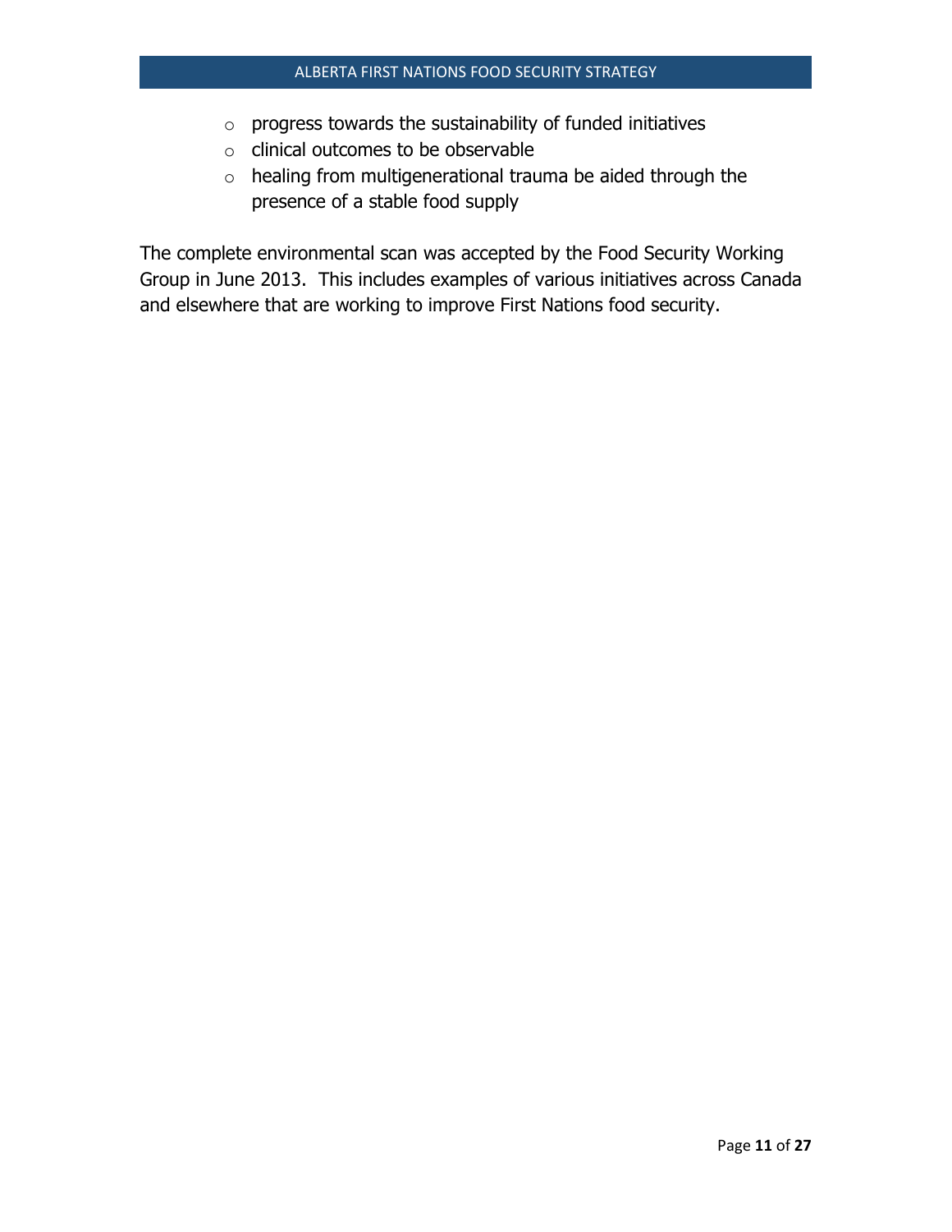- progress towards the sustainability of funded initiatives
  - clinical outcomes to be observable
  - healing from multigenerational trauma be aided through the presence of a stable food supply

The complete environmental scan was accepted by the Food Security Working Group in June 2013. This includes examples of various initiatives across Canada and elsewhere that are working to improve First Nations food security.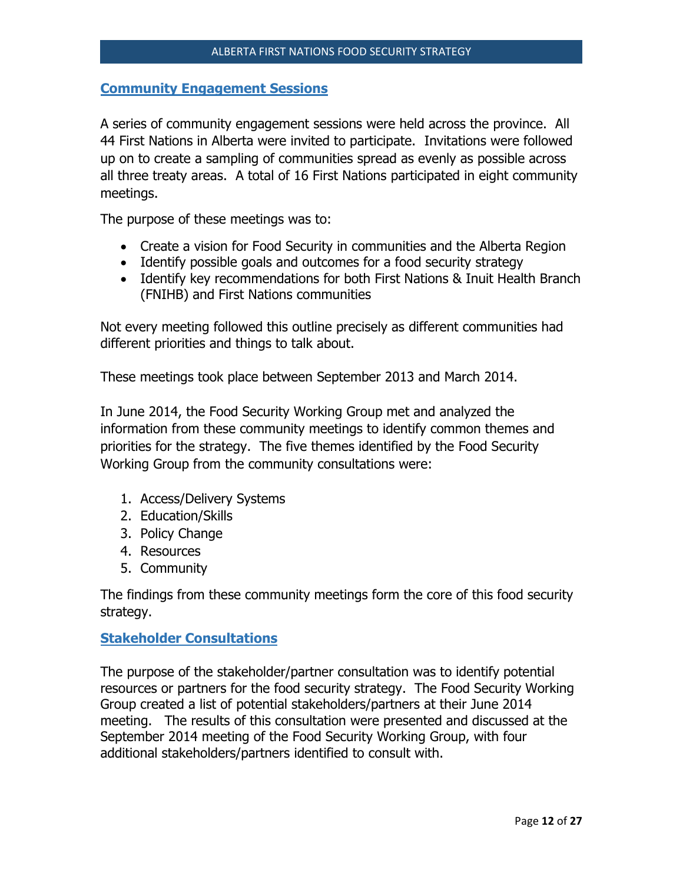## Community Engagement Sessions

A series of community engagement sessions were held across the province. All 44 First Nations in Alberta were invited to participate. Invitations were followed up on to create a sampling of communities spread as evenly as possible across all three treaty areas. A total of 16 First Nations participated in eight community meetings.

The purpose of these meetings was to:

- Create a vision for Food Security in communities and the Alberta Region
- Identify possible goals and outcomes for a food security strategy
- Identify key recommendations for both First Nations & Inuit Health Branch (FNIHB) and First Nations communities

Not every meeting followed this outline precisely as different communities had different priorities and things to talk about.

These meetings took place between September 2013 and March 2014.

In June 2014, the Food Security Working Group met and analyzed the information from these community meetings to identify common themes and priorities for the strategy. The five themes identified by the Food Security Working Group from the community consultations were:

1. Access/Delivery Systems
2. Education/Skills
3. Policy Change
4. Resources
5. Community

The findings from these community meetings form the core of this food security strategy.

## Stakeholder Consultations

The purpose of the stakeholder/partner consultation was to identify potential resources or partners for the food security strategy. The Food Security Working Group created a list of potential stakeholders/partners at their June 2014 meeting. The results of this consultation were presented and discussed at the September 2014 meeting of the Food Security Working Group, with four additional stakeholders/partners identified to consult with.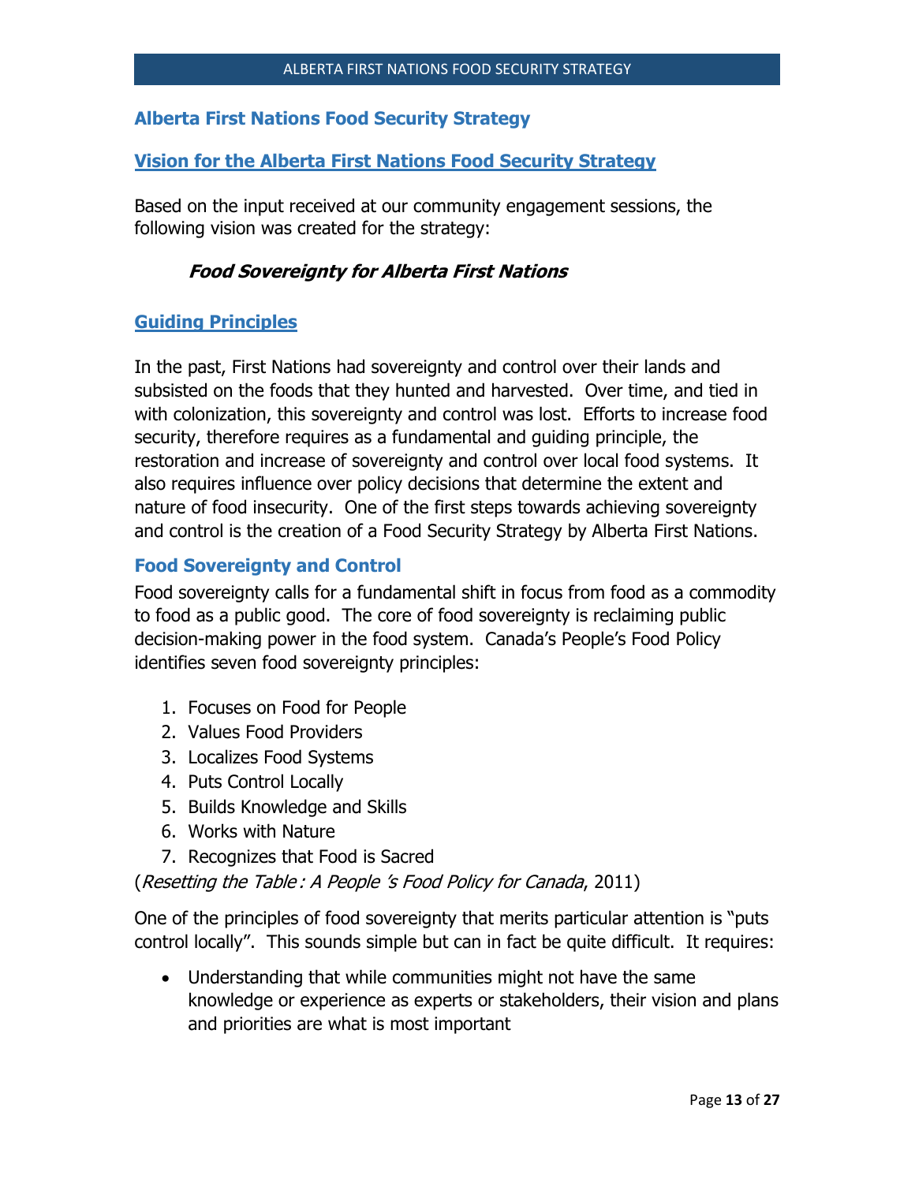## Alberta First Nations Food Security Strategy

### Vision for the Alberta First Nations Food Security Strategy

Based on the input received at our community engagement sessions, the following vision was created for the strategy:

***Food Sovereignty for Alberta First Nations***

### Guiding Principles

In the past, First Nations had sovereignty and control over their lands and subsisted on the foods that they hunted and harvested. Over time, and tied in with colonization, this sovereignty and control was lost. Efforts to increase food security, therefore requires as a fundamental and guiding principle, the restoration and increase of sovereignty and control over local food systems. It also requires influence over policy decisions that determine the extent and nature of food insecurity. One of the first steps towards achieving sovereignty and control is the creation of a Food Security Strategy by Alberta First Nations.

### Food Sovereignty and Control

Food sovereignty calls for a fundamental shift in focus from food as a commodity to food as a public good. The core of food sovereignty is reclaiming public decision-making power in the food system. Canada's People's Food Policy identifies seven food sovereignty principles:

1. Focuses on Food for People
2. Values Food Providers
3. Localizes Food Systems
4. Puts Control Locally
5. Builds Knowledge and Skills
6. Works with Nature
7. Recognizes that Food is Sacred

(*Resetting the Table : A People 's Food Policy for Canada*, 2011)

One of the principles of food sovereignty that merits particular attention is "puts control locally". This sounds simple but can in fact be quite difficult. It requires:

- Understanding that while communities might not have the same knowledge or experience as experts or stakeholders, their vision and plans and priorities are what is most important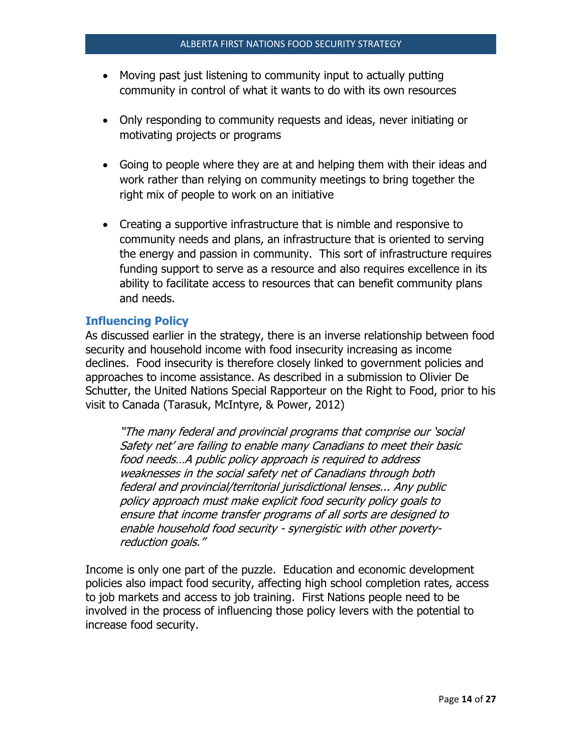- Moving past just listening to community input to actually putting community in control of what it wants to do with its own resources

- Only responding to community requests and ideas, never initiating or motivating projects or programs

- Going to people where they are at and helping them with their ideas and work rather than relying on community meetings to bring together the right mix of people to work on an initiative

- Creating a supportive infrastructure that is nimble and responsive to community needs and plans, an infrastructure that is oriented to serving the energy and passion in community. This sort of infrastructure requires funding support to serve as a resource and also requires excellence in its ability to facilitate access to resources that can benefit community plans and needs.

## Influencing Policy

As discussed earlier in the strategy, there is an inverse relationship between food security and household income with food insecurity increasing as income declines. Food insecurity is therefore closely linked to government policies and approaches to income assistance. As described in a submission to Olivier De Schutter, the United Nations Special Rapporteur on the Right to Food, prior to his visit to Canada (Tarasuk, McIntyre, & Power, 2012)

> *"The many federal and provincial programs that comprise our 'social Safety net' are failing to enable many Canadians to meet their basic food needs…A public policy approach is required to address weaknesses in the social safety net of Canadians through both federal and provincial/territorial jurisdictional lenses... Any public policy approach must make explicit food security policy goals to ensure that income transfer programs of all sorts are designed to enable household food security - synergistic with other poverty-reduction goals."*

Income is only one part of the puzzle. Education and economic development policies also impact food security, affecting high school completion rates, access to job markets and access to job training. First Nations people need to be involved in the process of influencing those policy levers with the potential to increase food security.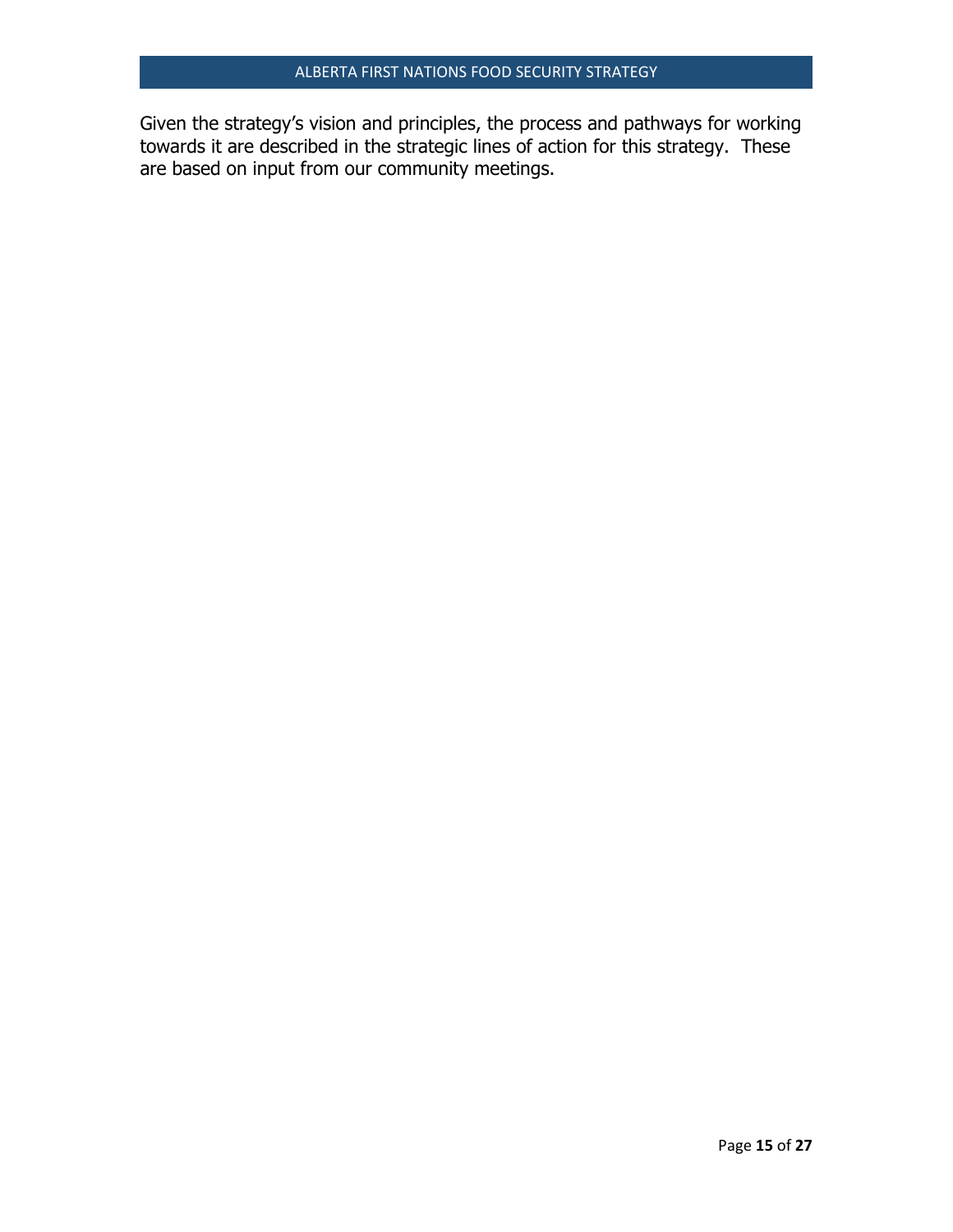Given the strategy's vision and principles, the process and pathways for working towards it are described in the strategic lines of action for this strategy.  These are based on input from our community meetings.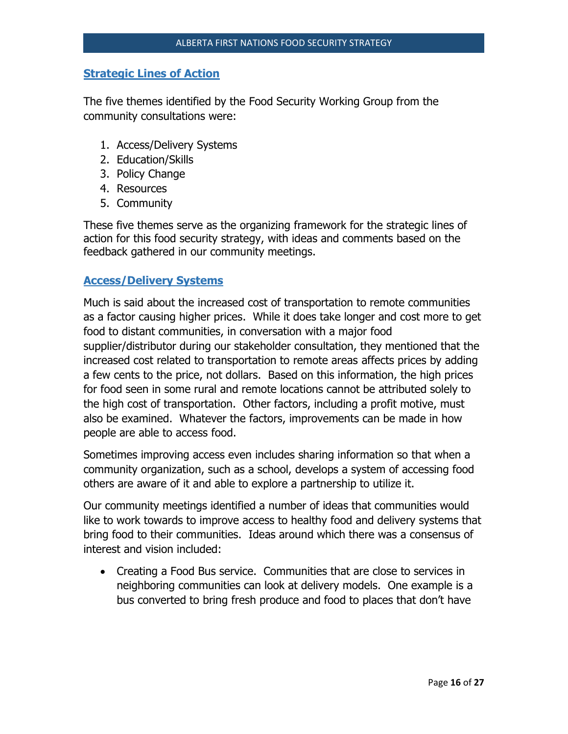## Strategic Lines of Action

The five themes identified by the Food Security Working Group from the community consultations were:

1. Access/Delivery Systems
2. Education/Skills
3. Policy Change
4. Resources
5. Community

These five themes serve as the organizing framework for the strategic lines of action for this food security strategy, with ideas and comments based on the feedback gathered in our community meetings.

## Access/Delivery Systems

Much is said about the increased cost of transportation to remote communities as a factor causing higher prices. While it does take longer and cost more to get food to distant communities, in conversation with a major food supplier/distributor during our stakeholder consultation, they mentioned that the increased cost related to transportation to remote areas affects prices by adding a few cents to the price, not dollars. Based on this information, the high prices for food seen in some rural and remote locations cannot be attributed solely to the high cost of transportation. Other factors, including a profit motive, must also be examined. Whatever the factors, improvements can be made in how people are able to access food.

Sometimes improving access even includes sharing information so that when a community organization, such as a school, develops a system of accessing food others are aware of it and able to explore a partnership to utilize it.

Our community meetings identified a number of ideas that communities would like to work towards to improve access to healthy food and delivery systems that bring food to their communities. Ideas around which there was a consensus of interest and vision included:

- Creating a Food Bus service. Communities that are close to services in neighboring communities can look at delivery models. One example is a bus converted to bring fresh produce and food to places that don't have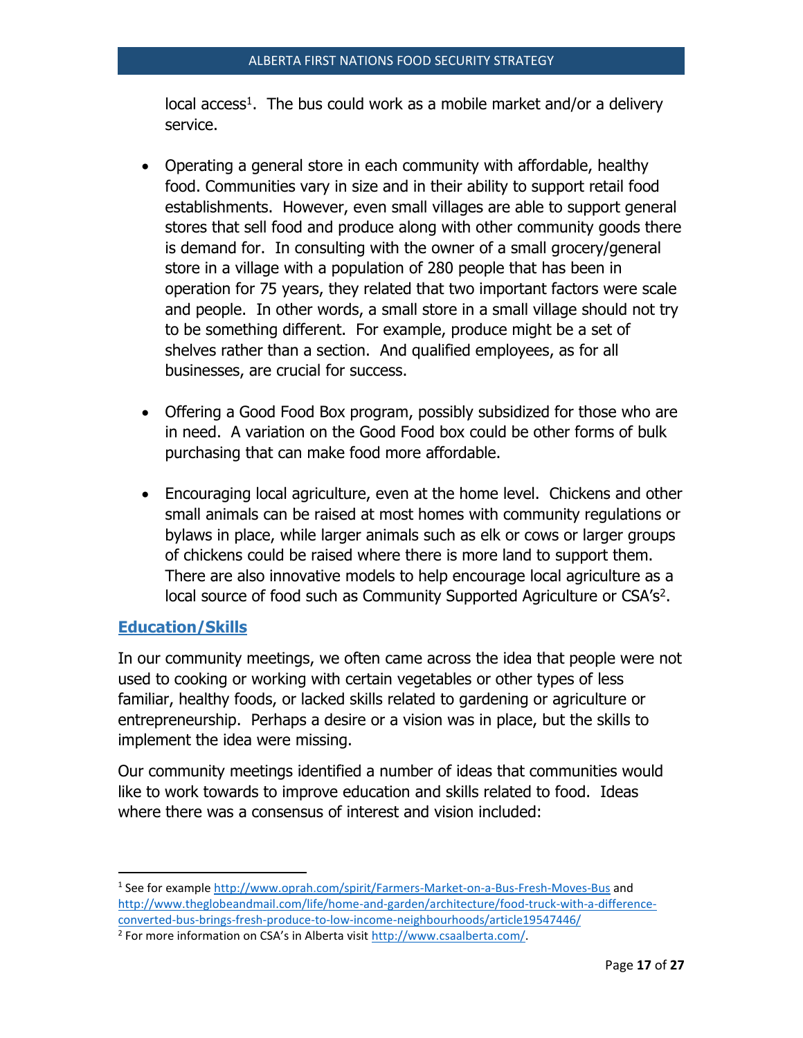local access[1]. The bus could work as a mobile market and/or a delivery service.

- Operating a general store in each community with affordable, healthy food. Communities vary in size and in their ability to support retail food establishments. However, even small villages are able to support general stores that sell food and produce along with other community goods there is demand for. In consulting with the owner of a small grocery/general store in a village with a population of 280 people that has been in operation for 75 years, they related that two important factors were scale and people. In other words, a small store in a small village should not try to be something different. For example, produce might be a set of shelves rather than a section. And qualified employees, as for all businesses, are crucial for success.

- Offering a Good Food Box program, possibly subsidized for those who are in need. A variation on the Good Food box could be other forms of bulk purchasing that can make food more affordable.

- Encouraging local agriculture, even at the home level. Chickens and other small animals can be raised at most homes with community regulations or bylaws in place, while larger animals such as elk or cows or larger groups of chickens could be raised where there is more land to support them. There are also innovative models to help encourage local agriculture as a local source of food such as Community Supported Agriculture or CSA's[2].

## Education/Skills

In our community meetings, we often came across the idea that people were not used to cooking or working with certain vegetables or other types of less familiar, healthy foods, or lacked skills related to gardening or agriculture or entrepreneurship. Perhaps a desire or a vision was in place, but the skills to implement the idea were missing.

Our community meetings identified a number of ideas that communities would like to work towards to improve education and skills related to food. Ideas where there was a consensus of interest and vision included:

---

[1] See for example http://www.oprah.com/spirit/Farmers-Market-on-a-Bus-Fresh-Moves-Bus and http://www.theglobeandmail.com/life/home-and-garden/architecture/food-truck-with-a-difference-converted-bus-brings-fresh-produce-to-low-income-neighbourhoods/article19547446/

[2] For more information on CSA's in Alberta visit http://www.csaalberta.com/.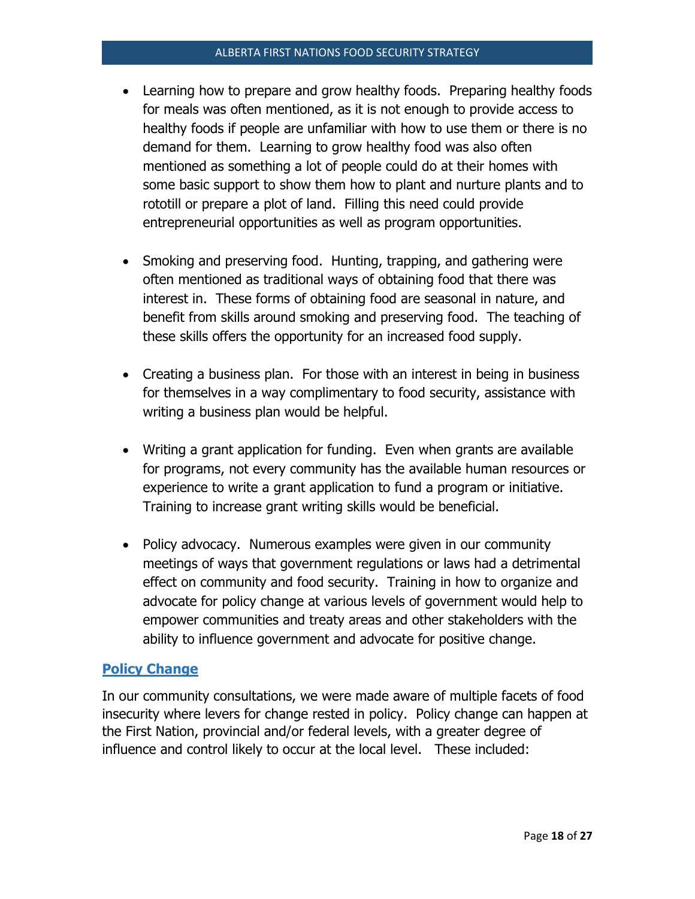- Learning how to prepare and grow healthy foods. Preparing healthy foods for meals was often mentioned, as it is not enough to provide access to healthy foods if people are unfamiliar with how to use them or there is no demand for them. Learning to grow healthy food was also often mentioned as something a lot of people could do at their homes with some basic support to show them how to plant and nurture plants and to rototill or prepare a plot of land. Filling this need could provide entrepreneurial opportunities as well as program opportunities.

- Smoking and preserving food. Hunting, trapping, and gathering were often mentioned as traditional ways of obtaining food that there was interest in. These forms of obtaining food are seasonal in nature, and benefit from skills around smoking and preserving food. The teaching of these skills offers the opportunity for an increased food supply.

- Creating a business plan. For those with an interest in being in business for themselves in a way complimentary to food security, assistance with writing a business plan would be helpful.

- Writing a grant application for funding. Even when grants are available for programs, not every community has the available human resources or experience to write a grant application to fund a program or initiative. Training to increase grant writing skills would be beneficial.

- Policy advocacy. Numerous examples were given in our community meetings of ways that government regulations or laws had a detrimental effect on community and food security. Training in how to organize and advocate for policy change at various levels of government would help to empower communities and treaty areas and other stakeholders with the ability to influence government and advocate for positive change.

## Policy Change

In our community consultations, we were made aware of multiple facets of food insecurity where levers for change rested in policy. Policy change can happen at the First Nation, provincial and/or federal levels, with a greater degree of influence and control likely to occur at the local level. These included: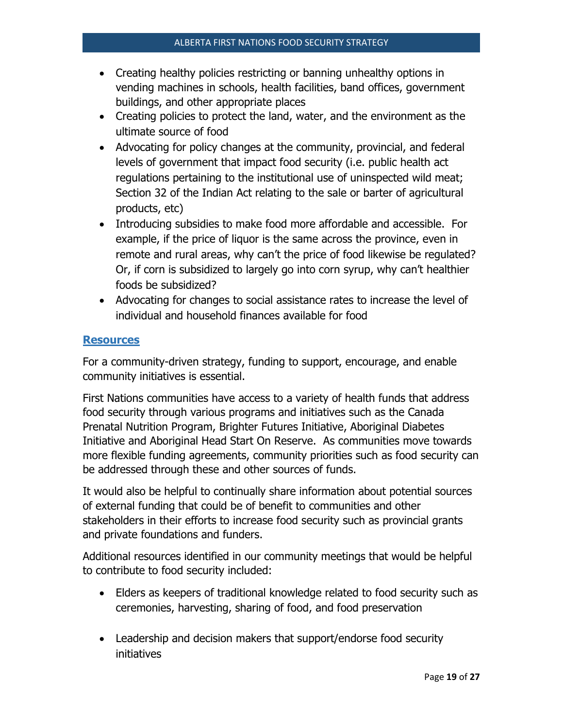- Creating healthy policies restricting or banning unhealthy options in vending machines in schools, health facilities, band offices, government buildings, and other appropriate places
- Creating policies to protect the land, water, and the environment as the ultimate source of food
- Advocating for policy changes at the community, provincial, and federal levels of government that impact food security (i.e. public health act regulations pertaining to the institutional use of uninspected wild meat; Section 32 of the Indian Act relating to the sale or barter of agricultural products, etc)
- Introducing subsidies to make food more affordable and accessible. For example, if the price of liquor is the same across the province, even in remote and rural areas, why can't the price of food likewise be regulated? Or, if corn is subsidized to largely go into corn syrup, why can't healthier foods be subsidized?
- Advocating for changes to social assistance rates to increase the level of individual and household finances available for food

## Resources

For a community-driven strategy, funding to support, encourage, and enable community initiatives is essential.

First Nations communities have access to a variety of health funds that address food security through various programs and initiatives such as the Canada Prenatal Nutrition Program, Brighter Futures Initiative, Aboriginal Diabetes Initiative and Aboriginal Head Start On Reserve. As communities move towards more flexible funding agreements, community priorities such as food security can be addressed through these and other sources of funds.

It would also be helpful to continually share information about potential sources of external funding that could be of benefit to communities and other stakeholders in their efforts to increase food security such as provincial grants and private foundations and funders.

Additional resources identified in our community meetings that would be helpful to contribute to food security included:

- Elders as keepers of traditional knowledge related to food security such as ceremonies, harvesting, sharing of food, and food preservation
- Leadership and decision makers that support/endorse food security initiatives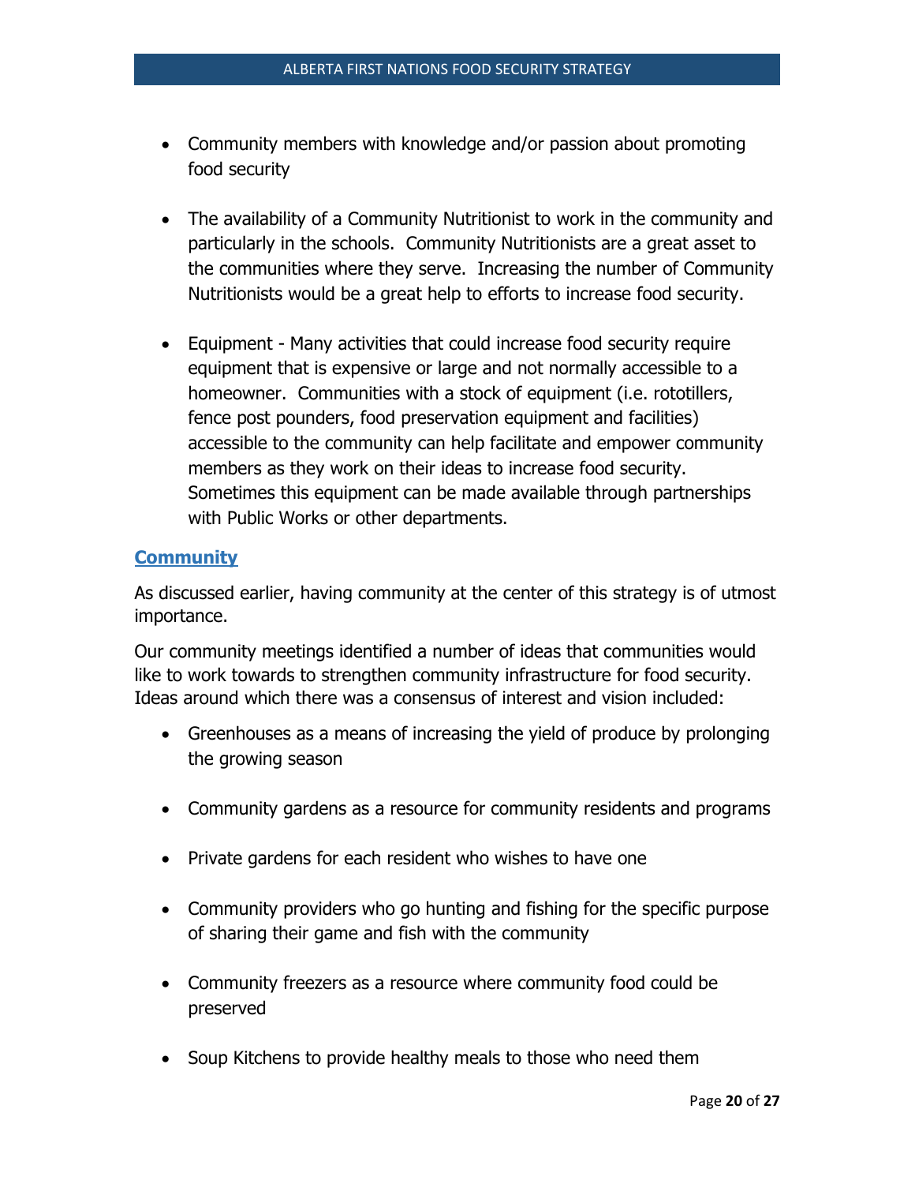- Community members with knowledge and/or passion about promoting food security

- The availability of a Community Nutritionist to work in the community and particularly in the schools. Community Nutritionists are a great asset to the communities where they serve. Increasing the number of Community Nutritionists would be a great help to efforts to increase food security.

- Equipment - Many activities that could increase food security require equipment that is expensive or large and not normally accessible to a homeowner. Communities with a stock of equipment (i.e. rototillers, fence post pounders, food preservation equipment and facilities) accessible to the community can help facilitate and empower community members as they work on their ideas to increase food security. Sometimes this equipment can be made available through partnerships with Public Works or other departments.

## Community

As discussed earlier, having community at the center of this strategy is of utmost importance.

Our community meetings identified a number of ideas that communities would like to work towards to strengthen community infrastructure for food security. Ideas around which there was a consensus of interest and vision included:

- Greenhouses as a means of increasing the yield of produce by prolonging the growing season

- Community gardens as a resource for community residents and programs

- Private gardens for each resident who wishes to have one

- Community providers who go hunting and fishing for the specific purpose of sharing their game and fish with the community

- Community freezers as a resource where community food could be preserved

- Soup Kitchens to provide healthy meals to those who need them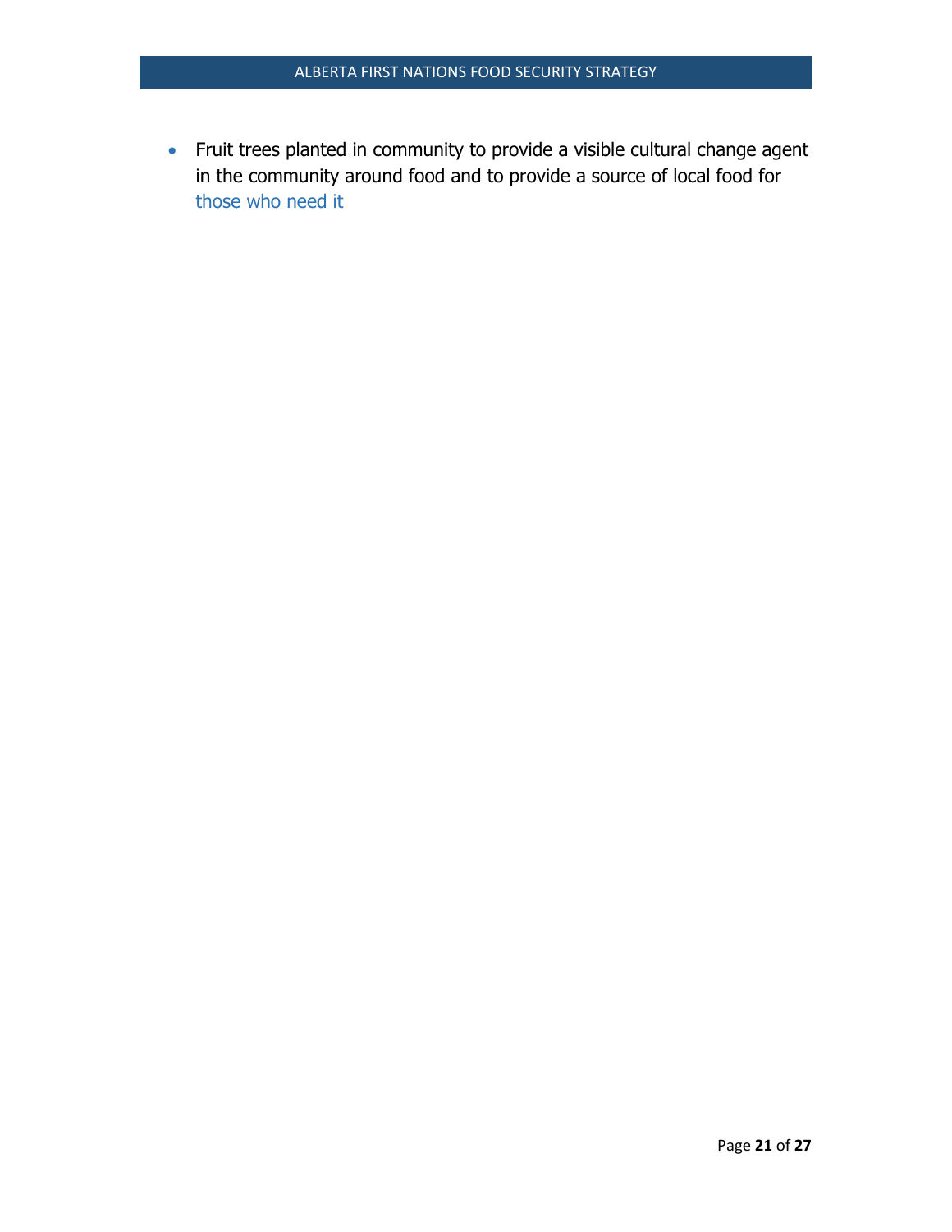- Fruit trees planted in community to provide a visible cultural change agent in the community around food and to provide a source of local food for those who need it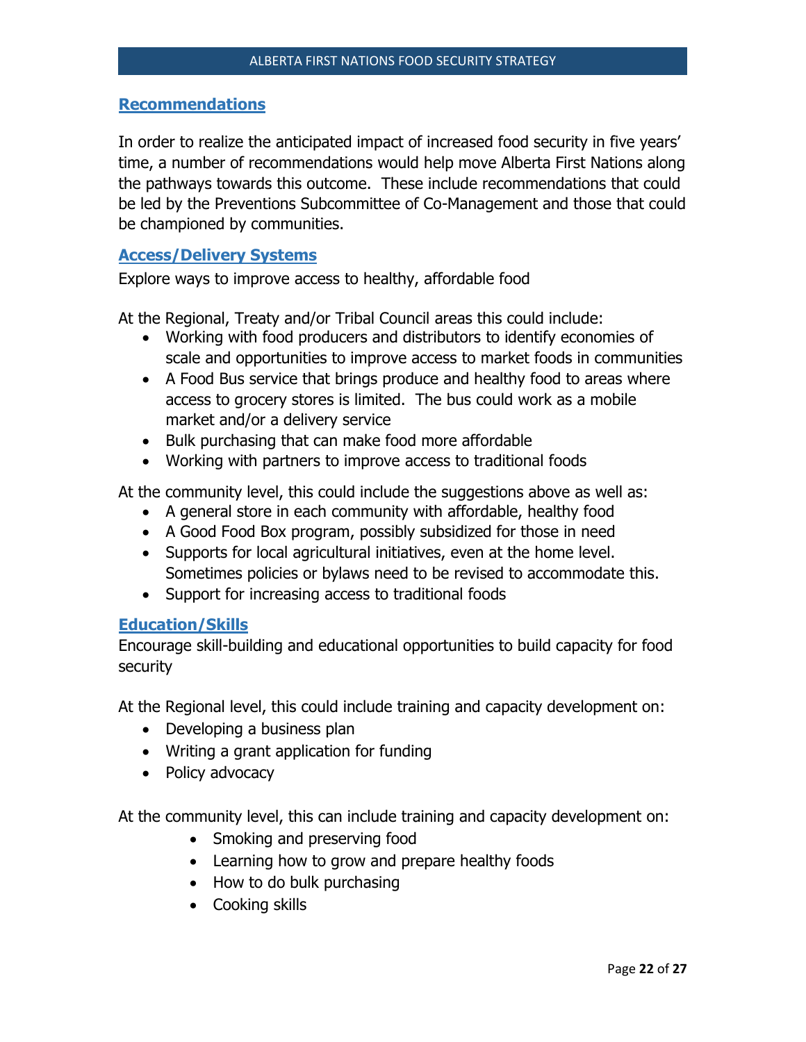## Recommendations

In order to realize the anticipated impact of increased food security in five years' time, a number of recommendations would help move Alberta First Nations along the pathways towards this outcome. These include recommendations that could be led by the Preventions Subcommittee of Co-Management and those that could be championed by communities.

### Access/Delivery Systems

Explore ways to improve access to healthy, affordable food

At the Regional, Treaty and/or Tribal Council areas this could include:

- Working with food producers and distributors to identify economies of scale and opportunities to improve access to market foods in communities
- A Food Bus service that brings produce and healthy food to areas where access to grocery stores is limited. The bus could work as a mobile market and/or a delivery service
- Bulk purchasing that can make food more affordable
- Working with partners to improve access to traditional foods

At the community level, this could include the suggestions above as well as:

- A general store in each community with affordable, healthy food
- A Good Food Box program, possibly subsidized for those in need
- Supports for local agricultural initiatives, even at the home level. Sometimes policies or bylaws need to be revised to accommodate this.
- Support for increasing access to traditional foods

### Education/Skills

Encourage skill-building and educational opportunities to build capacity for food security

At the Regional level, this could include training and capacity development on:

- Developing a business plan
- Writing a grant application for funding
- Policy advocacy

At the community level, this can include training and capacity development on:

- Smoking and preserving food
- Learning how to grow and prepare healthy foods
- How to do bulk purchasing
- Cooking skills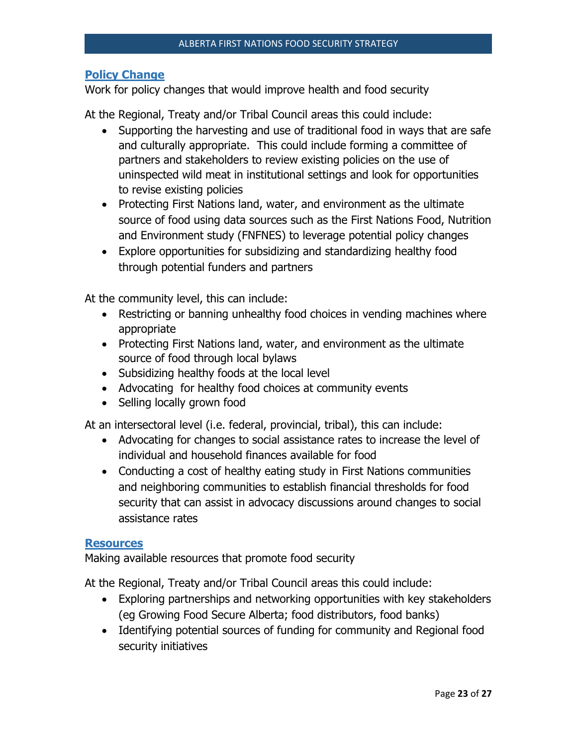## Policy Change

Work for policy changes that would improve health and food security

At the Regional, Treaty and/or Tribal Council areas this could include:

- Supporting the harvesting and use of traditional food in ways that are safe and culturally appropriate. This could include forming a committee of partners and stakeholders to review existing policies on the use of uninspected wild meat in institutional settings and look for opportunities to revise existing policies
- Protecting First Nations land, water, and environment as the ultimate source of food using data sources such as the First Nations Food, Nutrition and Environment study (FNFNES) to leverage potential policy changes
- Explore opportunities for subsidizing and standardizing healthy food through potential funders and partners

At the community level, this can include:

- Restricting or banning unhealthy food choices in vending machines where appropriate
- Protecting First Nations land, water, and environment as the ultimate source of food through local bylaws
- Subsidizing healthy foods at the local level
- Advocating for healthy food choices at community events
- Selling locally grown food

At an intersectoral level (i.e. federal, provincial, tribal), this can include:

- Advocating for changes to social assistance rates to increase the level of individual and household finances available for food
- Conducting a cost of healthy eating study in First Nations communities and neighboring communities to establish financial thresholds for food security that can assist in advocacy discussions around changes to social assistance rates

## Resources

Making available resources that promote food security

At the Regional, Treaty and/or Tribal Council areas this could include:

- Exploring partnerships and networking opportunities with key stakeholders (eg Growing Food Secure Alberta; food distributors, food banks)
- Identifying potential sources of funding for community and Regional food security initiatives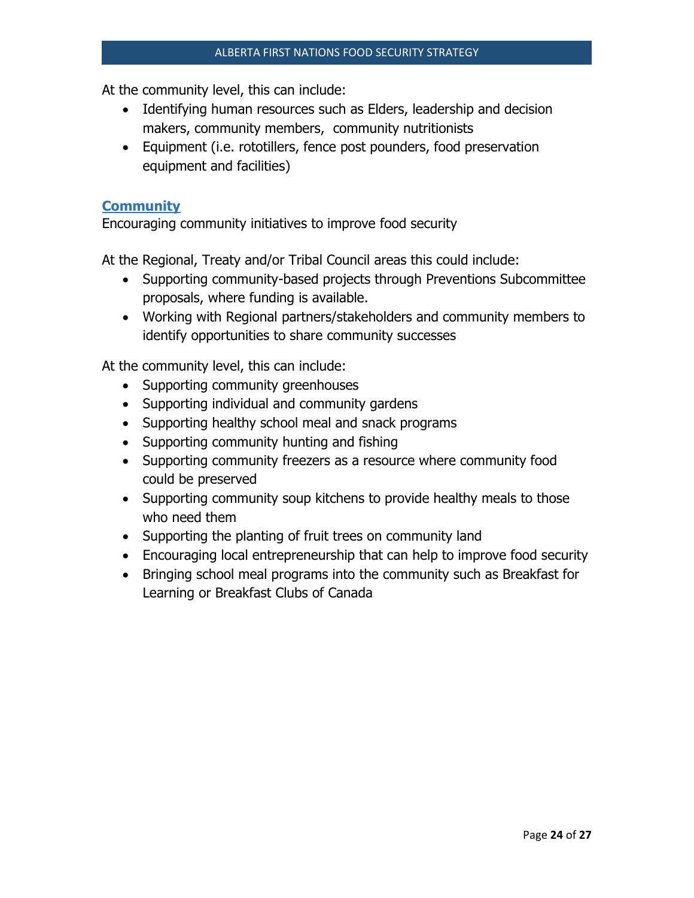At the community level, this can include:

- Identifying human resources such as Elders, leadership and decision makers, community members,  community nutritionists
- Equipment (i.e. rototillers, fence post pounders, food preservation equipment and facilities)

### Community

Encouraging community initiatives to improve food security

At the Regional, Treaty and/or Tribal Council areas this could include:

- Supporting community-based projects through Preventions Subcommittee proposals, where funding is available.
- Working with Regional partners/stakeholders and community members to identify opportunities to share community successes

At the community level, this can include:

- Supporting community greenhouses
- Supporting individual and community gardens
- Supporting healthy school meal and snack programs
- Supporting community hunting and fishing
- Supporting community freezers as a resource where community food could be preserved
- Supporting community soup kitchens to provide healthy meals to those who need them
- Supporting the planting of fruit trees on community land
- Encouraging local entrepreneurship that can help to improve food security
- Bringing school meal programs into the community such as Breakfast for Learning or Breakfast Clubs of Canada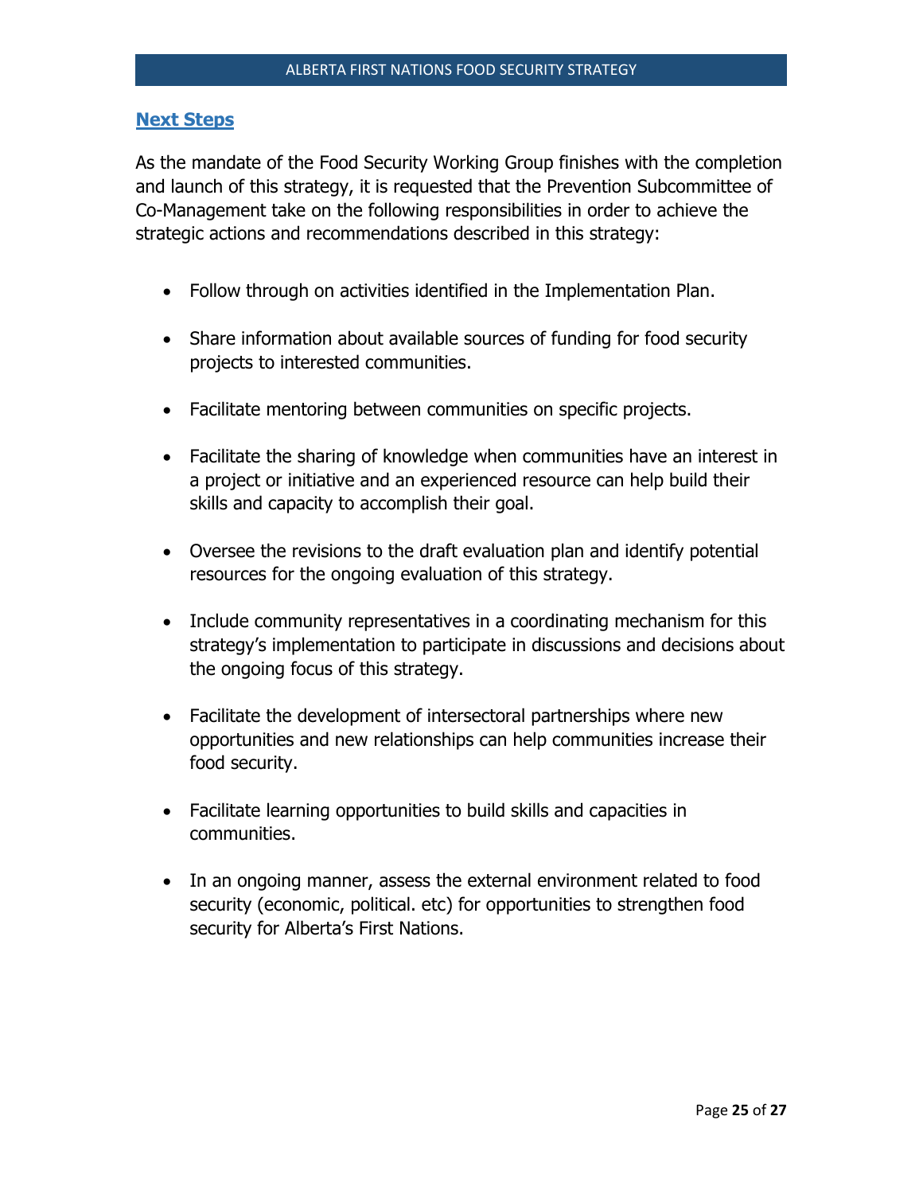## Next Steps

As the mandate of the Food Security Working Group finishes with the completion and launch of this strategy, it is requested that the Prevention Subcommittee of Co-Management take on the following responsibilities in order to achieve the strategic actions and recommendations described in this strategy:

- Follow through on activities identified in the Implementation Plan.
- Share information about available sources of funding for food security projects to interested communities.
- Facilitate mentoring between communities on specific projects.
- Facilitate the sharing of knowledge when communities have an interest in a project or initiative and an experienced resource can help build their skills and capacity to accomplish their goal.
- Oversee the revisions to the draft evaluation plan and identify potential resources for the ongoing evaluation of this strategy.
- Include community representatives in a coordinating mechanism for this strategy's implementation to participate in discussions and decisions about the ongoing focus of this strategy.
- Facilitate the development of intersectoral partnerships where new opportunities and new relationships can help communities increase their food security.
- Facilitate learning opportunities to build skills and capacities in communities.
- In an ongoing manner, assess the external environment related to food security (economic, political. etc) for opportunities to strengthen food security for Alberta's First Nations.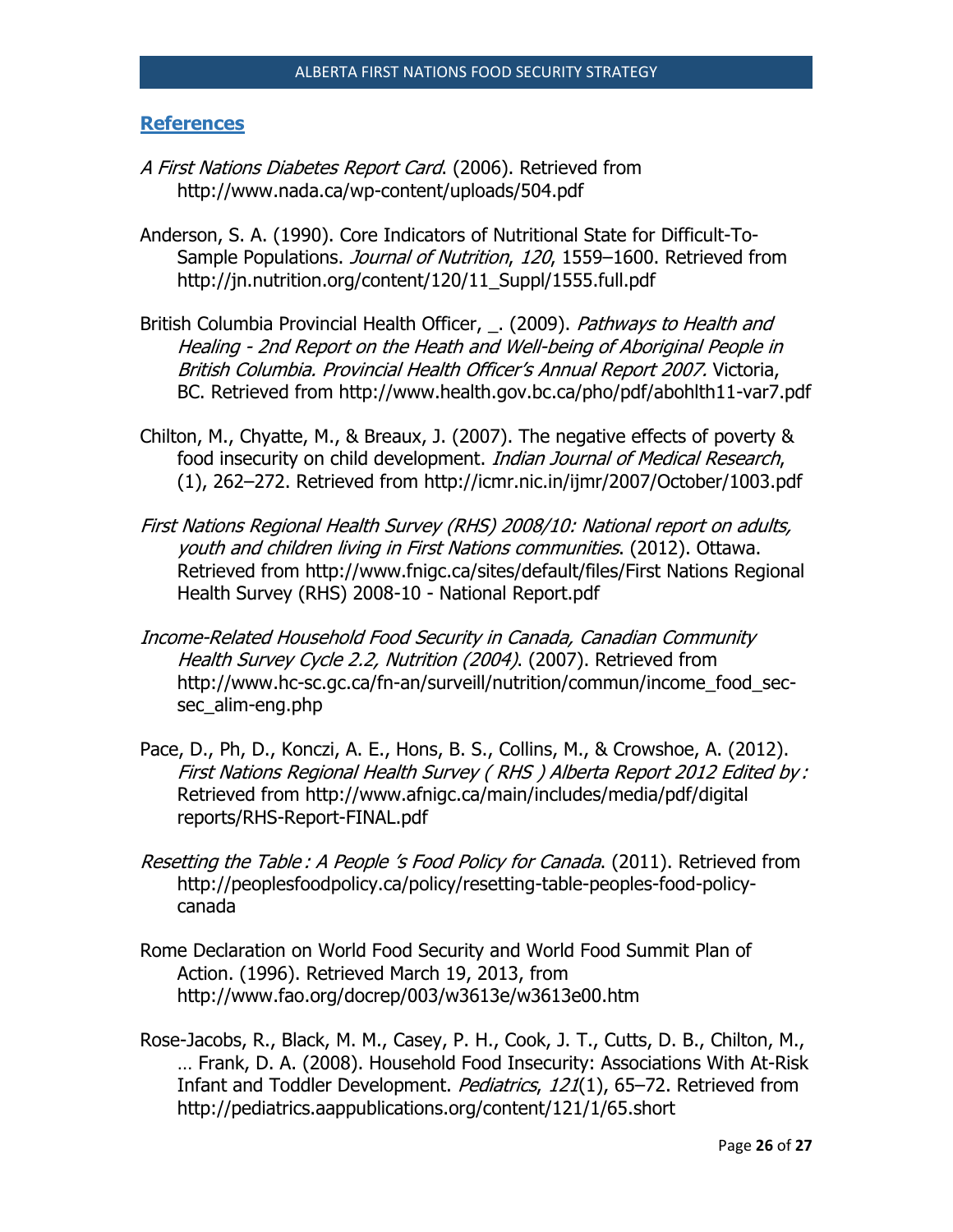## References

*A First Nations Diabetes Report Card*. (2006). Retrieved from http://www.nada.ca/wp-content/uploads/504.pdf

Anderson, S. A. (1990). Core Indicators of Nutritional State for Difficult-To-Sample Populations. *Journal of Nutrition*, *120*, 1559–1600. Retrieved from http://jn.nutrition.org/content/120/11_Suppl/1555.full.pdf

British Columbia Provincial Health Officer, _. (2009). *Pathways to Health and Healing - 2nd Report on the Heath and Well-being of Aboriginal People in British Columbia. Provincial Health Officer's Annual Report 2007.* Victoria, BC. Retrieved from http://www.health.gov.bc.ca/pho/pdf/abohlth11-var7.pdf

Chilton, M., Chyatte, M., & Breaux, J. (2007). The negative effects of poverty & food insecurity on child development. *Indian Journal of Medical Research*, (1), 262–272. Retrieved from http://icmr.nic.in/ijmr/2007/October/1003.pdf

*First Nations Regional Health Survey (RHS) 2008/10: National report on adults, youth and children living in First Nations communities*. (2012). Ottawa. Retrieved from http://www.fnigc.ca/sites/default/files/First Nations Regional Health Survey (RHS) 2008-10 - National Report.pdf

*Income-Related Household Food Security in Canada, Canadian Community Health Survey Cycle 2.2, Nutrition (2004)*. (2007). Retrieved from http://www.hc-sc.gc.ca/fn-an/surveill/nutrition/commun/income_food_sec-sec_alim-eng.php

Pace, D., Ph, D., Konczi, A. E., Hons, B. S., Collins, M., & Crowshoe, A. (2012). *First Nations Regional Health Survey ( RHS ) Alberta Report 2012 Edited by :* Retrieved from http://www.afnigc.ca/main/includes/media/pdf/digital reports/RHS-Report-FINAL.pdf

*Resetting the Table : A People 's Food Policy for Canada*. (2011). Retrieved from http://peoplesfoodpolicy.ca/policy/resetting-table-peoples-food-policy-canada

Rome Declaration on World Food Security and World Food Summit Plan of Action. (1996). Retrieved March 19, 2013, from http://www.fao.org/docrep/003/w3613e/w3613e00.htm

Rose-Jacobs, R., Black, M. M., Casey, P. H., Cook, J. T., Cutts, D. B., Chilton, M., … Frank, D. A. (2008). Household Food Insecurity: Associations With At-Risk Infant and Toddler Development. *Pediatrics*, *121*(1), 65–72. Retrieved from http://pediatrics.aappublications.org/content/121/1/65.short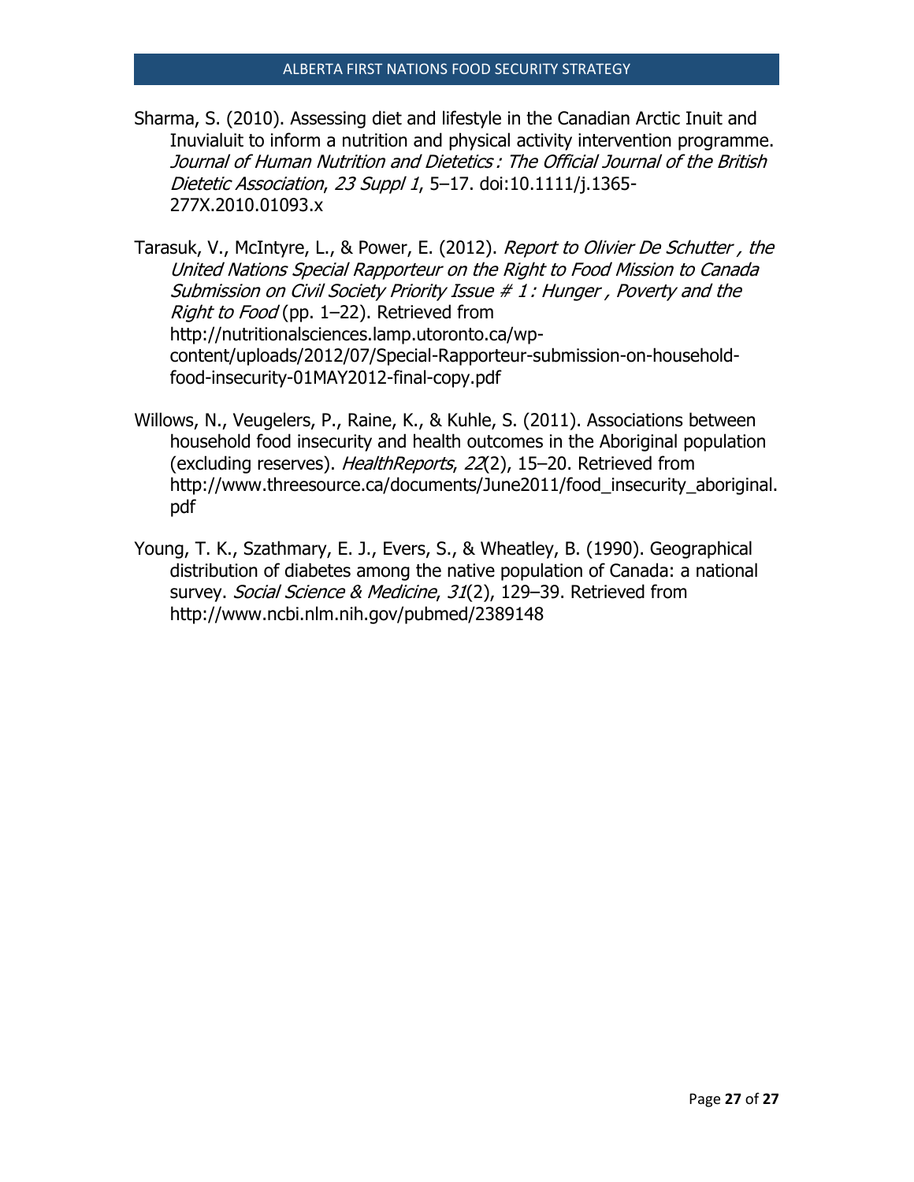Sharma, S. (2010). Assessing diet and lifestyle in the Canadian Arctic Inuit and Inuvialuit to inform a nutrition and physical activity intervention programme. *Journal of Human Nutrition and Dietetics : The Official Journal of the British Dietetic Association*, *23 Suppl 1*, 5–17. doi:10.1111/j.1365-277X.2010.01093.x

Tarasuk, V., McIntyre, L., & Power, E. (2012). *Report to Olivier De Schutter , the United Nations Special Rapporteur on the Right to Food Mission to Canada Submission on Civil Society Priority Issue # 1 : Hunger , Poverty and the Right to Food* (pp. 1–22). Retrieved from http://nutritionalsciences.lamp.utoronto.ca/wp-content/uploads/2012/07/Special-Rapporteur-submission-on-household-food-insecurity-01MAY2012-final-copy.pdf

Willows, N., Veugelers, P., Raine, K., & Kuhle, S. (2011). Associations between household food insecurity and health outcomes in the Aboriginal population (excluding reserves). *HealthReports*, *22*(2), 15–20. Retrieved from http://www.threesource.ca/documents/June2011/food_insecurity_aboriginal.pdf

Young, T. K., Szathmary, E. J., Evers, S., & Wheatley, B. (1990). Geographical distribution of diabetes among the native population of Canada: a national survey. *Social Science & Medicine*, *31*(2), 129–39. Retrieved from http://www.ncbi.nlm.nih.gov/pubmed/2389148